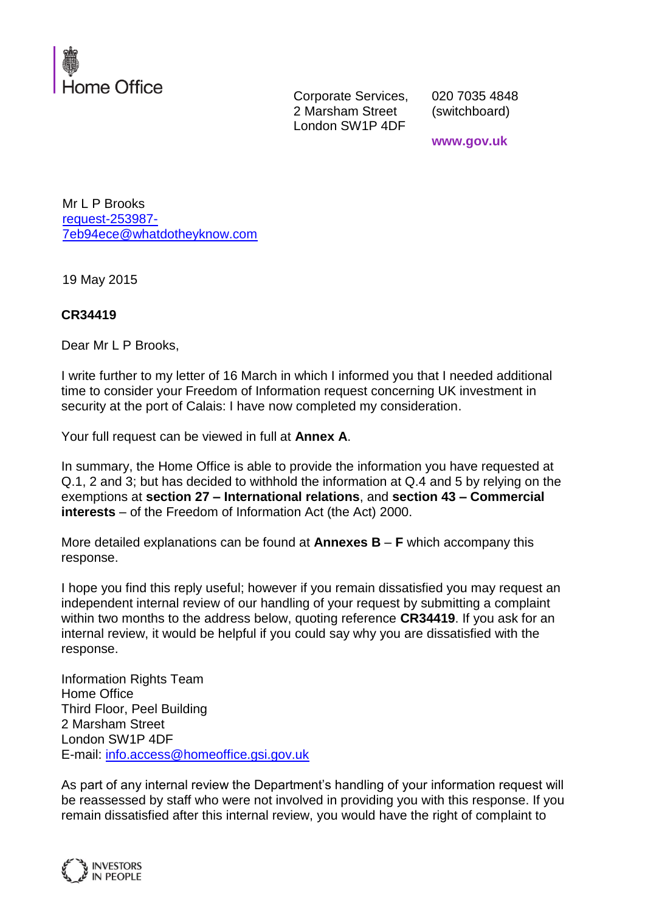Home Office

Corporate Services,
2 Marsham Street
London SW1P 4DF

020 7035 4848
(switchboard)

www.gov.uk

Mr L P Brooks
request-253987-7eb94ece@whatdotheyknow.com

19 May 2015

**CR34419**

Dear Mr L P Brooks,

I write further to my letter of 16 March in which I informed you that I needed additional time to consider your Freedom of Information request concerning UK investment in security at the port of Calais: I have now completed my consideration.

Your full request can be viewed in full at **Annex A**.

In summary, the Home Office is able to provide the information you have requested at Q.1, 2 and 3; but has decided to withhold the information at Q.4 and 5 by relying on the exemptions at **section 27 – International relations**, and **section 43 – Commercial interests** – of the Freedom of Information Act (the Act) 2000.

More detailed explanations can be found at **Annexes B** – **F** which accompany this response.

I hope you find this reply useful; however if you remain dissatisfied you may request an independent internal review of our handling of your request by submitting a complaint within two months to the address below, quoting reference **CR34419**. If you ask for an internal review, it would be helpful if you could say why you are dissatisfied with the response.

Information Rights Team
Home Office
Third Floor, Peel Building
2 Marsham Street
London SW1P 4DF
E-mail: info.access@homeoffice.gsi.gov.uk

As part of any internal review the Department's handling of your information request will be reassessed by staff who were not involved in providing you with this response. If you remain dissatisfied after this internal review, you would have the right of complaint to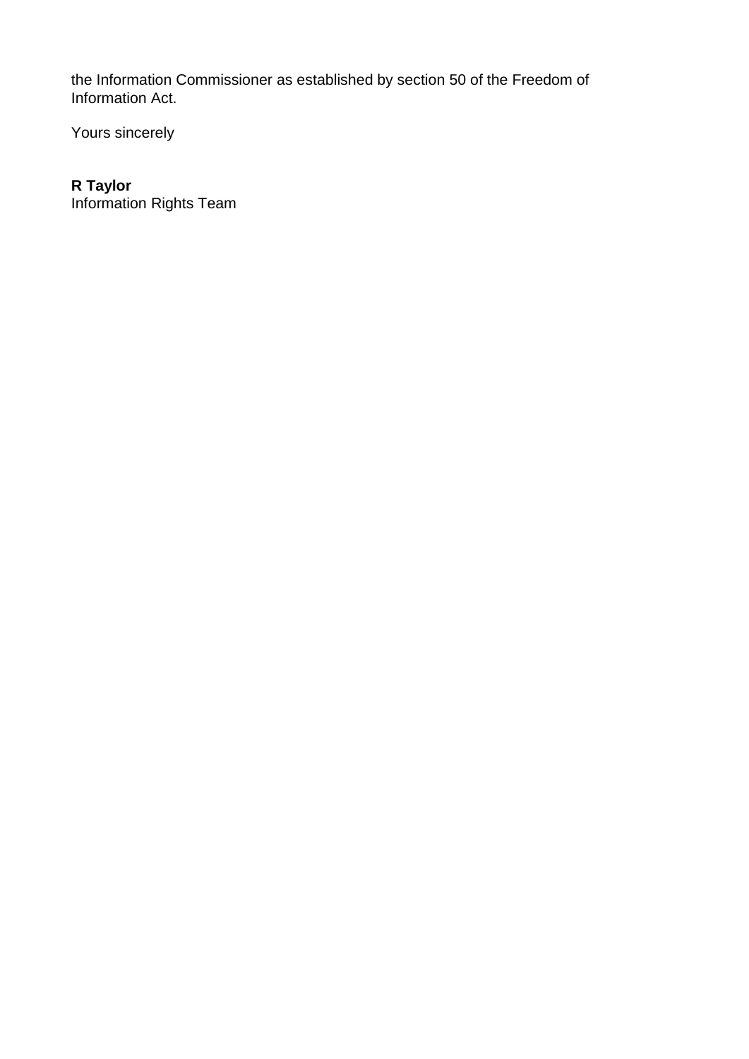the Information Commissioner as established by section 50 of the Freedom of Information Act.

Yours sincerely

**R Taylor**
Information Rights Team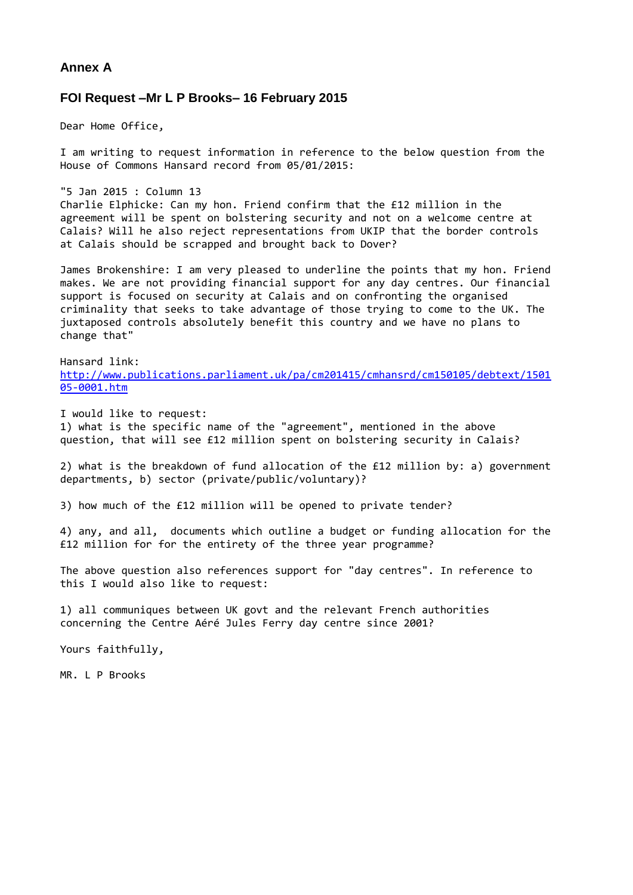## Annex A

## FOI Request –Mr L P Brooks– 16 February 2015

Dear Home Office,

I am writing to request information in reference to the below question from the House of Commons Hansard record from 05/01/2015:

"5 Jan 2015 : Column 13
Charlie Elphicke: Can my hon. Friend confirm that the £12 million in the agreement will be spent on bolstering security and not on a welcome centre at Calais? Will he also reject representations from UKIP that the border controls at Calais should be scrapped and brought back to Dover?

James Brokenshire: I am very pleased to underline the points that my hon. Friend makes. We are not providing financial support for any day centres. Our financial support is focused on security at Calais and on confronting the organised criminality that seeks to take advantage of those trying to come to the UK. The juxtaposed controls absolutely benefit this country and we have no plans to change that"

Hansard link:
[http://www.publications.parliament.uk/pa/cm201415/cmhansrd/cm150105/debtext/150105-0001.htm](http://www.publications.parliament.uk/pa/cm201415/cmhansrd/cm150105/debtext/150105-0001.htm)

I would like to request:
1) what is the specific name of the "agreement", mentioned in the above question, that will see £12 million spent on bolstering security in Calais?

2) what is the breakdown of fund allocation of the £12 million by: a) government departments, b) sector (private/public/voluntary)?

3) how much of the £12 million will be opened to private tender?

4) any, and all, documents which outline a budget or funding allocation for the £12 million for for the entirety of the three year programme?

The above question also references support for "day centres". In reference to this I would also like to request:

1) all communiques between UK govt and the relevant French authorities concerning the Centre Aéré Jules Ferry day centre since 2001?

Yours faithfully,

MR. L P Brooks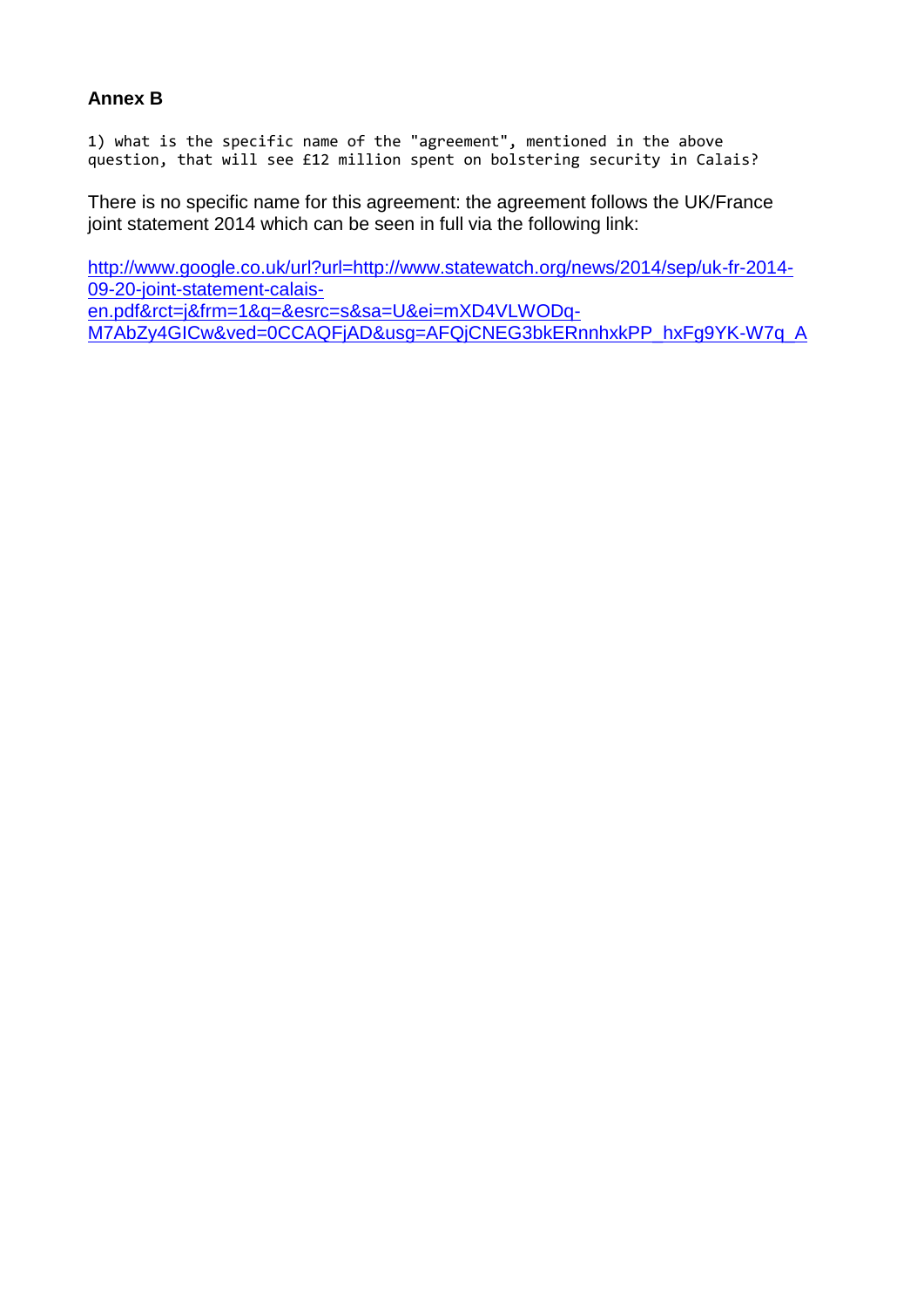**Annex B**

```
1) what is the specific name of the "agreement", mentioned in the above
question, that will see £12 million spent on bolstering security in Calais?
```

There is no specific name for this agreement: the agreement follows the UK/France joint statement 2014 which can be seen in full via the following link:

http://www.google.co.uk/url?url=http://www.statewatch.org/news/2014/sep/uk-fr-2014-09-20-joint-statement-calais-en.pdf&rct=j&frm=1&q=&esrc=s&sa=U&ei=mXD4VLWODq-M7AbZy4GICw&ved=0CCAQFjAD&usg=AFQjCNEG3bkERnnhxkPP_hxFg9YK-W7q_A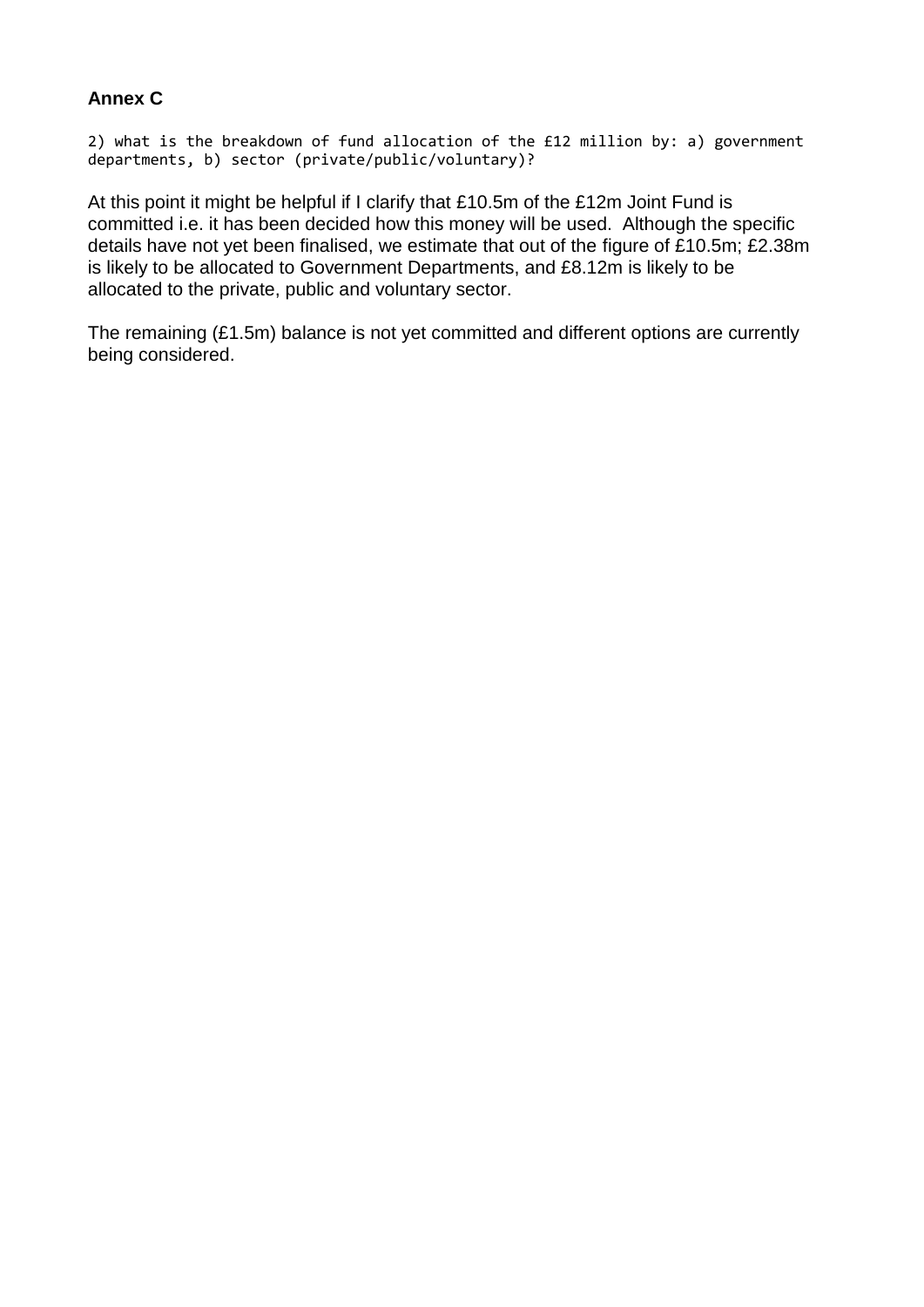**Annex C**

```
2) what is the breakdown of fund allocation of the £12 million by: a) government departments, b) sector (private/public/voluntary)?
```

At this point it might be helpful if I clarify that £10.5m of the £12m Joint Fund is committed i.e. it has been decided how this money will be used. Although the specific details have not yet been finalised, we estimate that out of the figure of £10.5m; £2.38m is likely to be allocated to Government Departments, and £8.12m is likely to be allocated to the private, public and voluntary sector.

The remaining (£1.5m) balance is not yet committed and different options are currently being considered.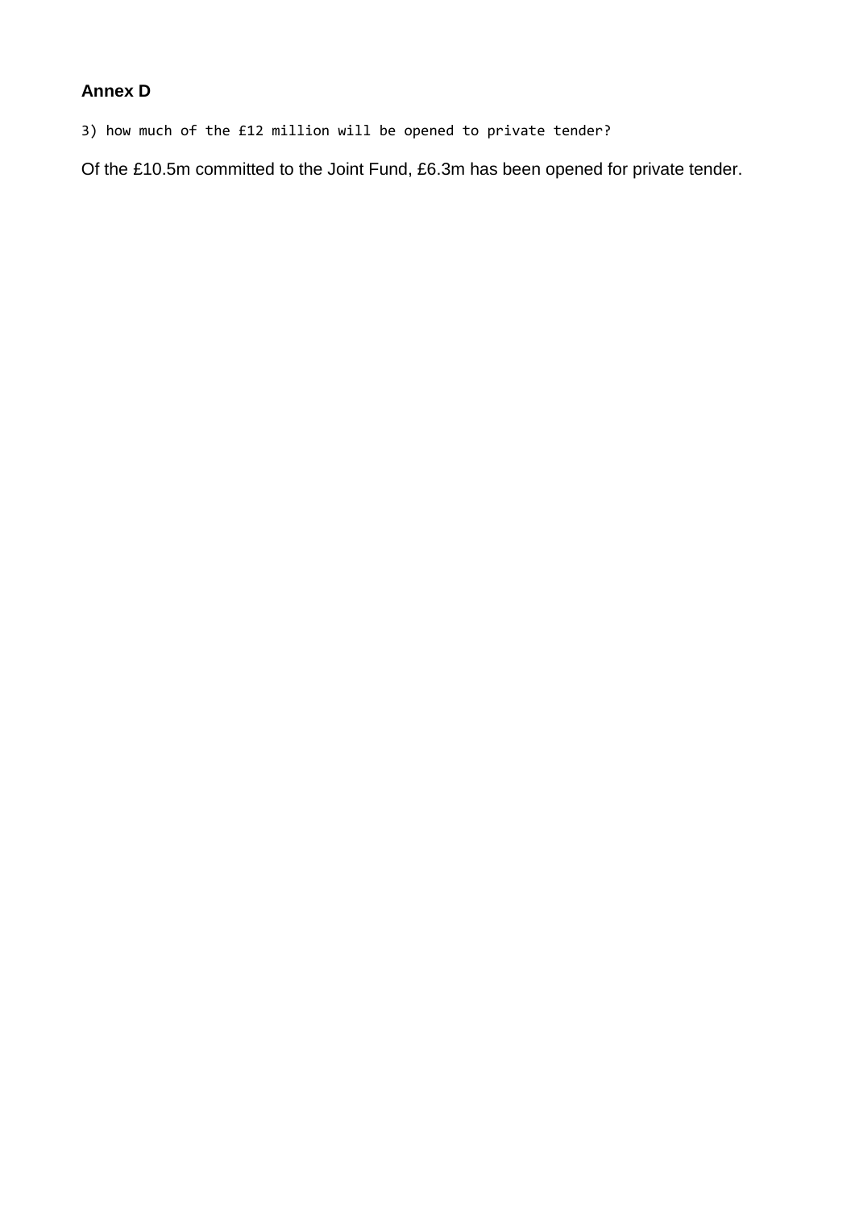**Annex D**

```
3) how much of the £12 million will be opened to private tender?
```

Of the £10.5m committed to the Joint Fund, £6.3m has been opened for private tender.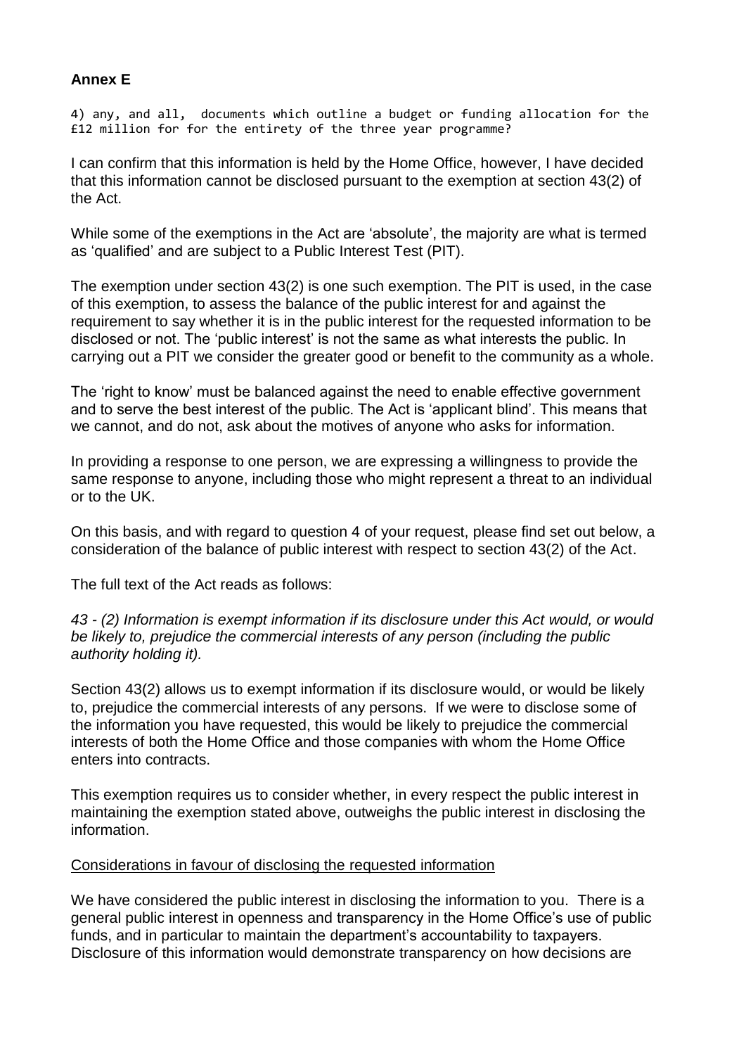## **Annex E**

```
4) any, and all,  documents which outline a budget or funding allocation for the
£12 million for for the entirety of the three year programme?
```

I can confirm that this information is held by the Home Office, however, I have decided that this information cannot be disclosed pursuant to the exemption at section 43(2) of the Act.

While some of the exemptions in the Act are 'absolute', the majority are what is termed as 'qualified' and are subject to a Public Interest Test (PIT).

The exemption under section 43(2) is one such exemption. The PIT is used, in the case of this exemption, to assess the balance of the public interest for and against the requirement to say whether it is in the public interest for the requested information to be disclosed or not. The 'public interest' is not the same as what interests the public. In carrying out a PIT we consider the greater good or benefit to the community as a whole.

The 'right to know' must be balanced against the need to enable effective government and to serve the best interest of the public. The Act is 'applicant blind'. This means that we cannot, and do not, ask about the motives of anyone who asks for information.

In providing a response to one person, we are expressing a willingness to provide the same response to anyone, including those who might represent a threat to an individual or to the UK.

On this basis, and with regard to question 4 of your request, please find set out below, a consideration of the balance of public interest with respect to section 43(2) of the Act.

The full text of the Act reads as follows:

*43 - (2) Information is exempt information if its disclosure under this Act would, or would be likely to, prejudice the commercial interests of any person (including the public authority holding it).*

Section 43(2) allows us to exempt information if its disclosure would, or would be likely to, prejudice the commercial interests of any persons. If we were to disclose some of the information you have requested, this would be likely to prejudice the commercial interests of both the Home Office and those companies with whom the Home Office enters into contracts.

This exemption requires us to consider whether, in every respect the public interest in maintaining the exemption stated above, outweighs the public interest in disclosing the information.

<u>Considerations in favour of disclosing the requested information</u>

We have considered the public interest in disclosing the information to you. There is a general public interest in openness and transparency in the Home Office's use of public funds, and in particular to maintain the department's accountability to taxpayers. Disclosure of this information would demonstrate transparency on how decisions are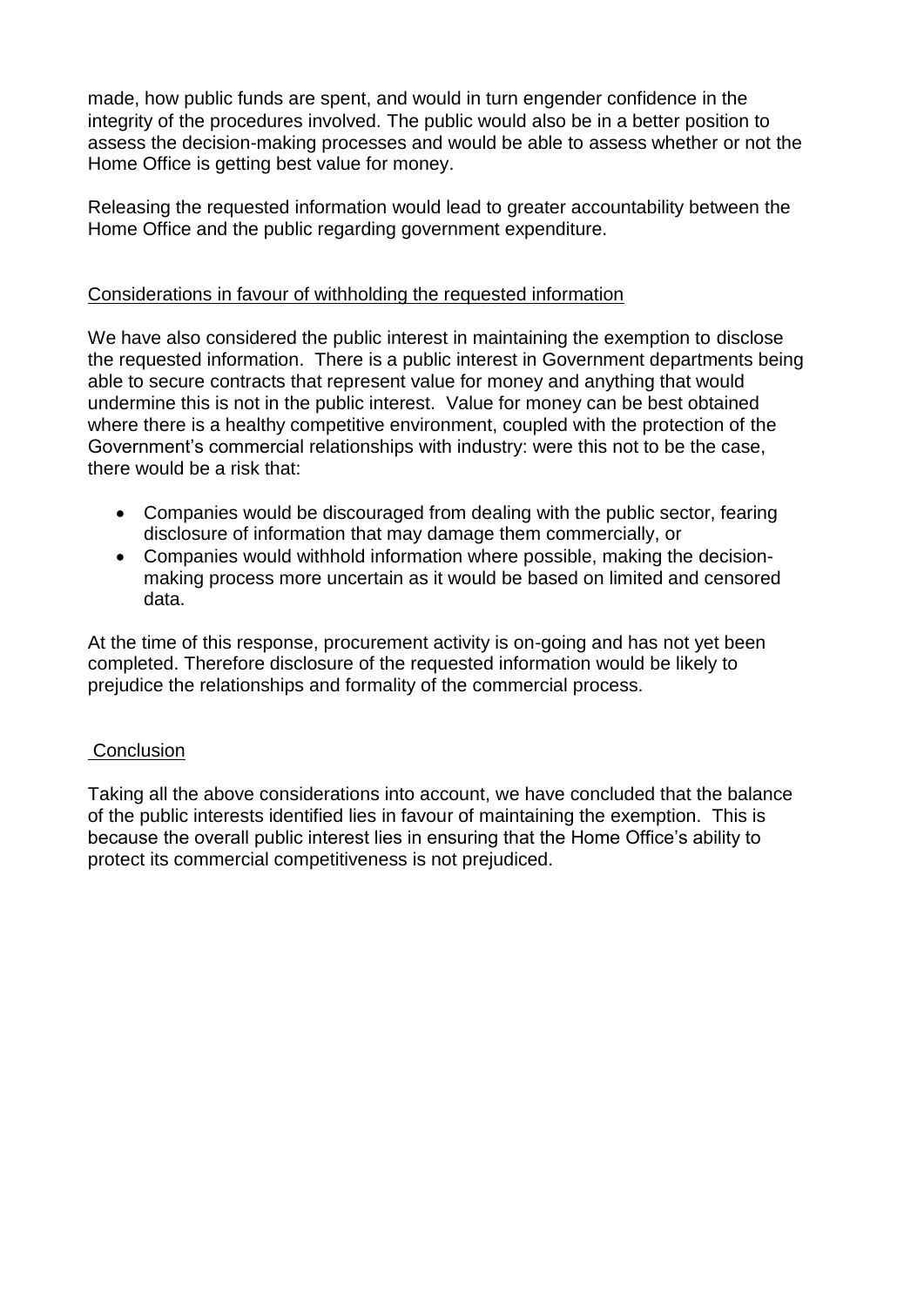made, how public funds are spent, and would in turn engender confidence in the integrity of the procedures involved. The public would also be in a better position to assess the decision-making processes and would be able to assess whether or not the Home Office is getting best value for money.

Releasing the requested information would lead to greater accountability between the Home Office and the public regarding government expenditure.

<u>Considerations in favour of withholding the requested information</u>

We have also considered the public interest in maintaining the exemption to disclose the requested information. There is a public interest in Government departments being able to secure contracts that represent value for money and anything that would undermine this is not in the public interest. Value for money can be best obtained where there is a healthy competitive environment, coupled with the protection of the Government's commercial relationships with industry: were this not to be the case, there would be a risk that:

- Companies would be discouraged from dealing with the public sector, fearing disclosure of information that may damage them commercially, or
- Companies would withhold information where possible, making the decision-making process more uncertain as it would be based on limited and censored data.

At the time of this response, procurement activity is on-going and has not yet been completed. Therefore disclosure of the requested information would be likely to prejudice the relationships and formality of the commercial process.

<u>Conclusion</u>

Taking all the above considerations into account, we have concluded that the balance of the public interests identified lies in favour of maintaining the exemption. This is because the overall public interest lies in ensuring that the Home Office's ability to protect its commercial competitiveness is not prejudiced.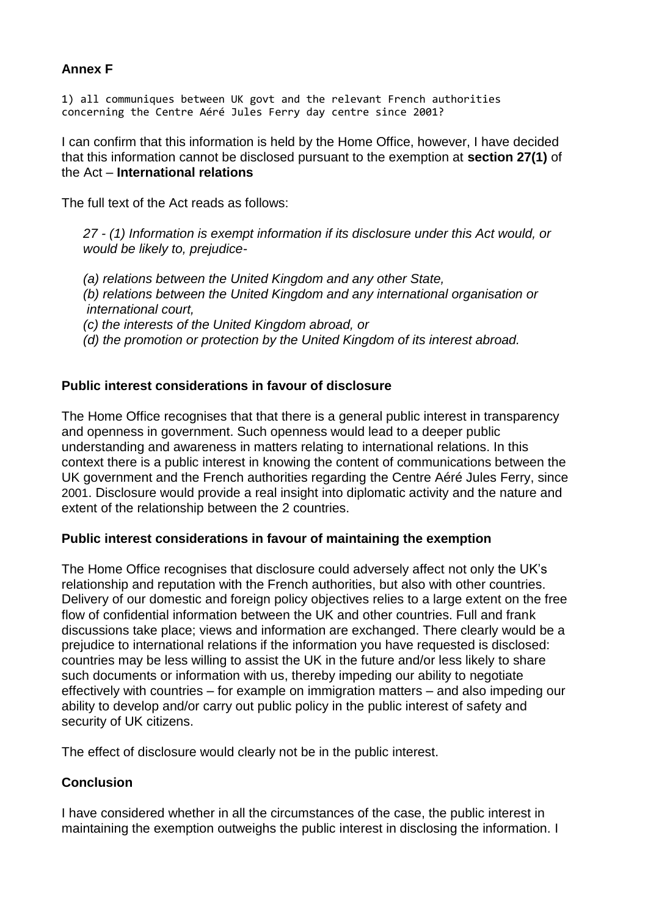**Annex F**

```
1) all communiques between UK govt and the relevant French authorities
concerning the Centre Aéré Jules Ferry day centre since 2001?
```

I can confirm that this information is held by the Home Office, however, I have decided that this information cannot be disclosed pursuant to the exemption at **section 27(1)** of the Act – **International relations**

The full text of the Act reads as follows:

> *27 - (1) Information is exempt information if its disclosure under this Act would, or would be likely to, prejudice-*
>
> *(a) relations between the United Kingdom and any other State,*
> *(b) relations between the United Kingdom and any international organisation or international court,*
> *(c) the interests of the United Kingdom abroad, or*
> *(d) the promotion or protection by the United Kingdom of its interest abroad.*

**Public interest considerations in favour of disclosure**

The Home Office recognises that that there is a general public interest in transparency and openness in government. Such openness would lead to a deeper public understanding and awareness in matters relating to international relations. In this context there is a public interest in knowing the content of communications between the UK government and the French authorities regarding the Centre Aéré Jules Ferry, since 2001. Disclosure would provide a real insight into diplomatic activity and the nature and extent of the relationship between the 2 countries.

**Public interest considerations in favour of maintaining the exemption**

The Home Office recognises that disclosure could adversely affect not only the UK's relationship and reputation with the French authorities, but also with other countries. Delivery of our domestic and foreign policy objectives relies to a large extent on the free flow of confidential information between the UK and other countries. Full and frank discussions take place; views and information are exchanged. There clearly would be a prejudice to international relations if the information you have requested is disclosed: countries may be less willing to assist the UK in the future and/or less likely to share such documents or information with us, thereby impeding our ability to negotiate effectively with countries – for example on immigration matters – and also impeding our ability to develop and/or carry out public policy in the public interest of safety and security of UK citizens.

The effect of disclosure would clearly not be in the public interest.

**Conclusion**

I have considered whether in all the circumstances of the case, the public interest in maintaining the exemption outweighs the public interest in disclosing the information. I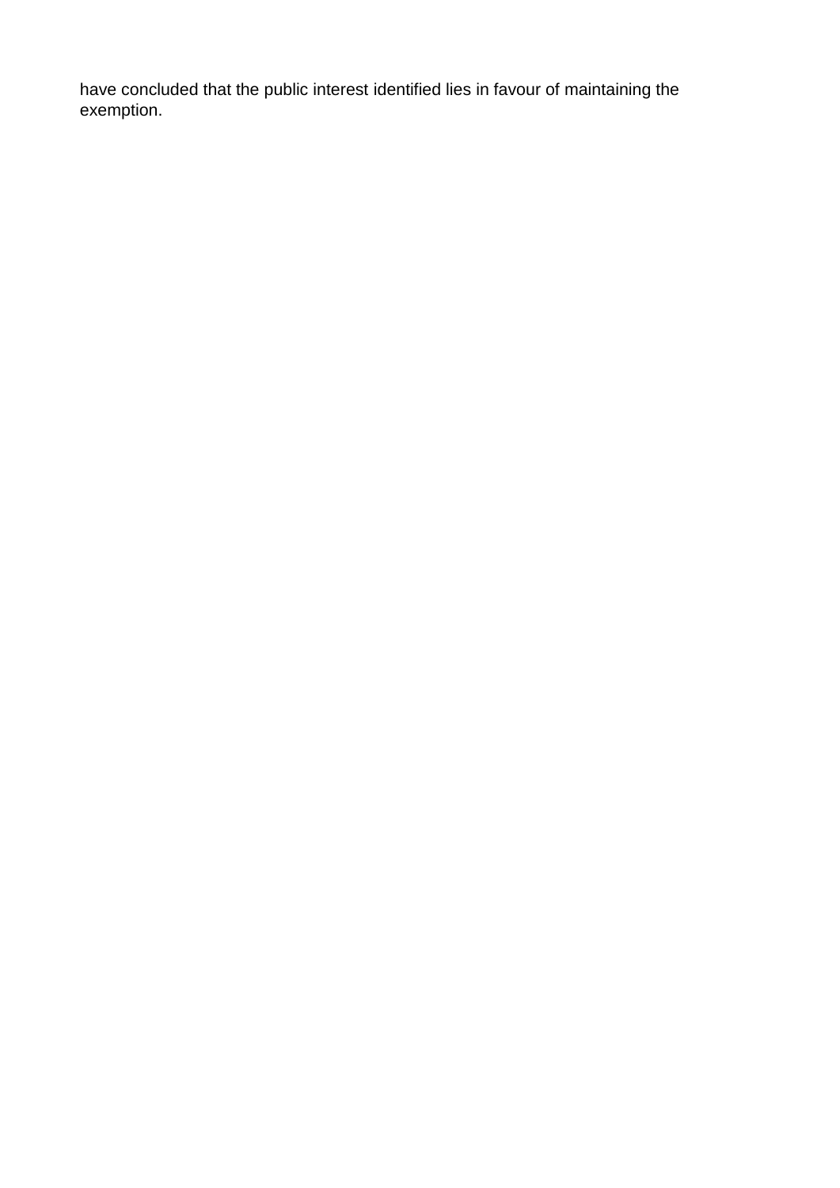have concluded that the public interest identified lies in favour of maintaining the exemption.